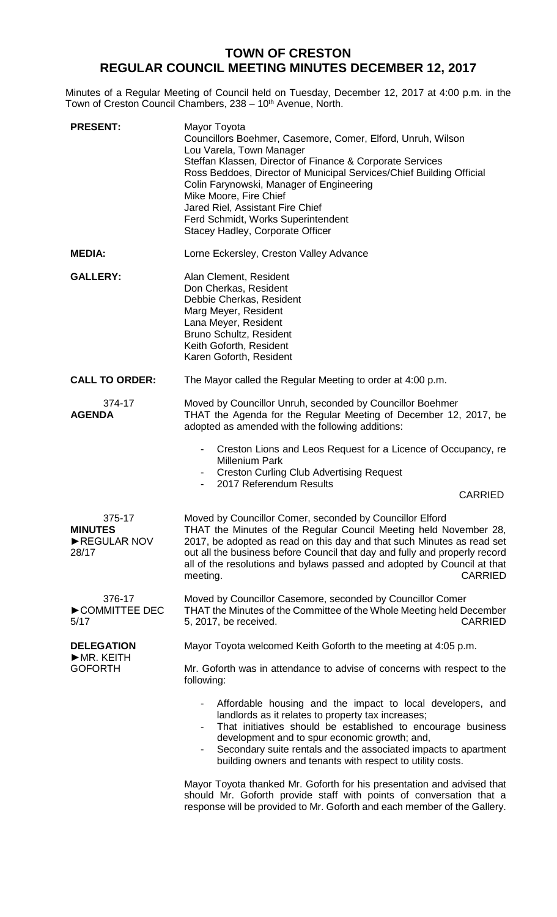# TOWN OF CRESTON
## REGULAR COUNCIL MEETING MINUTES DECEMBER 12, 2017

Minutes of a Regular Meeting of Council held on Tuesday, December 12, 2017 at 4:00 p.m. in the Town of Creston Council Chambers, 238 – 10th Avenue, North.

**PRESENT:**
Mayor Toyota
Councillors Boehmer, Casemore, Comer, Elford, Unruh, Wilson
Lou Varela, Town Manager
Steffan Klassen, Director of Finance & Corporate Services
Ross Beddoes, Director of Municipal Services/Chief Building Official
Colin Farynowski, Manager of Engineering
Mike Moore, Fire Chief
Jared Riel, Assistant Fire Chief
Ferd Schmidt, Works Superintendent
Stacey Hadley, Corporate Officer

**MEDIA:**
Lorne Eckersley, Creston Valley Advance

**GALLERY:**
Alan Clement, Resident
Don Cherkas, Resident
Debbie Cherkas, Resident
Marg Meyer, Resident
Lana Meyer, Resident
Bruno Schultz, Resident
Keith Goforth, Resident
Karen Goforth, Resident

**CALL TO ORDER:**
The Mayor called the Regular Meeting to order at 4:00 p.m.

**374-17**
**AGENDA**

Moved by Councillor Unruh, seconded by Councillor Boehmer
THAT the Agenda for the Regular Meeting of December 12, 2017, be adopted as amended with the following additions:

- Creston Lions and Leos Request for a Licence of Occupancy, re Millenium Park
- Creston Curling Club Advertising Request
- 2017 Referendum Results

CARRIED

**375-17**
**MINUTES**
**►REGULAR NOV 28/17**

Moved by Councillor Comer, seconded by Councillor Elford
THAT the Minutes of the Regular Council Meeting held November 28, 2017, be adopted as read on this day and that such Minutes as read set out all the business before Council that day and fully and properly record all of the resolutions and bylaws passed and adopted by Council at that meeting. CARRIED

**376-17**
**►COMMITTEE DEC 5/17**

Moved by Councillor Casemore, seconded by Councillor Comer
THAT the Minutes of the Committee of the Whole Meeting held December 5, 2017, be received. CARRIED

**DELEGATION**
**►MR. KEITH GOFORTH**

Mayor Toyota welcomed Keith Goforth to the meeting at 4:05 p.m.

Mr. Goforth was in attendance to advise of concerns with respect to the following:

- Affordable housing and the impact to local developers, and landlords as it relates to property tax increases;
- That initiatives should be established to encourage business development and to spur economic growth; and,
- Secondary suite rentals and the associated impacts to apartment building owners and tenants with respect to utility costs.

Mayor Toyota thanked Mr. Goforth for his presentation and advised that should Mr. Goforth provide staff with points of conversation that a response will be provided to Mr. Goforth and each member of the Gallery.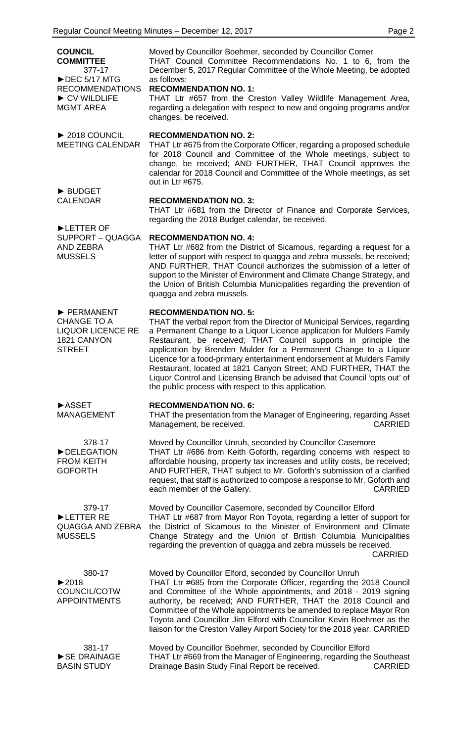**COUNCIL COMMITTEE**
377-17
►DEC 5/17 MTG RECOMMENDATIONS
► CV WILDLIFE MGMT AREA

Moved by Councillor Boehmer, seconded by Councillor Comer
THAT Council Committee Recommendations No. 1 to 6, from the December 5, 2017 Regular Committee of the Whole Meeting, be adopted as follows:

**RECOMMENDATION NO. 1:**
THAT Ltr #657 from the Creston Valley Wildlife Management Area, regarding a delegation with respect to new and ongoing programs and/or changes, be received.

► 2018 COUNCIL MEETING CALENDAR

**RECOMMENDATION NO. 2:**
THAT Ltr #675 from the Corporate Officer, regarding a proposed schedule for 2018 Council and Committee of the Whole meetings, subject to change, be received; AND FURTHER, THAT Council approves the calendar for 2018 Council and Committee of the Whole meetings, as set out in Ltr #675.

► BUDGET CALENDAR

**RECOMMENDATION NO. 3:**
THAT Ltr #681 from the Director of Finance and Corporate Services, regarding the 2018 Budget calendar, be received.

►LETTER OF SUPPORT – QUAGGA AND ZEBRA MUSSELS

**RECOMMENDATION NO. 4:**
THAT Ltr #682 from the District of Sicamous, regarding a request for a letter of support with respect to quagga and zebra mussels, be received; AND FURTHER, THAT Council authorizes the submission of a letter of support to the Minister of Environment and Climate Change Strategy, and the Union of British Columbia Municipalities regarding the prevention of quagga and zebra mussels.

► PERMANENT CHANGE TO A LIQUOR LICENCE RE 1821 CANYON STREET

**RECOMMENDATION NO. 5:**
THAT the verbal report from the Director of Municipal Services, regarding a Permanent Change to a Liquor Licence application for Mulders Family Restaurant, be received; THAT Council supports in principle the application by Brenden Mulder for a Permanent Change to a Liquor Licence for a food-primary entertainment endorsement at Mulders Family Restaurant, located at 1821 Canyon Street; AND FURTHER, THAT the Liquor Control and Licensing Branch be advised that Council 'opts out' of the public process with respect to this application.

►ASSET MANAGEMENT

**RECOMMENDATION NO. 6:**
THAT the presentation from the Manager of Engineering, regarding Asset Management, be received. CARRIED

378-17
►DELEGATION FROM KEITH GOFORTH

Moved by Councillor Unruh, seconded by Councillor Casemore
THAT Ltr #686 from Keith Goforth, regarding concerns with respect to affordable housing, property tax increases and utility costs, be received; AND FURTHER, THAT subject to Mr. Goforth's submission of a clarified request, that staff is authorized to compose a response to Mr. Goforth and each member of the Gallery. CARRIED

379-17
►LETTER RE QUAGGA AND ZEBRA MUSSELS

Moved by Councillor Casemore, seconded by Councillor Elford
THAT Ltr #687 from Mayor Ron Toyota, regarding a letter of support for the District of Sicamous to the Minister of Environment and Climate Change Strategy and the Union of British Columbia Municipalities regarding the prevention of quagga and zebra mussels be received. CARRIED

380-17
►2018 COUNCIL/COTW APPOINTMENTS

Moved by Councillor Elford, seconded by Councillor Unruh
THAT Ltr #685 from the Corporate Officer, regarding the 2018 Council and Committee of the Whole appointments, and 2018 - 2019 signing authority, be received; AND FURTHER, THAT the 2018 Council and Committee of the Whole appointments be amended to replace Mayor Ron Toyota and Councillor Jim Elford with Councillor Kevin Boehmer as the liaison for the Creston Valley Airport Society for the 2018 year. CARRIED

381-17
►SE DRAINAGE BASIN STUDY

Moved by Councillor Boehmer, seconded by Councillor Elford
THAT Ltr #669 from the Manager of Engineering, regarding the Southeast Drainage Basin Study Final Report be received. CARRIED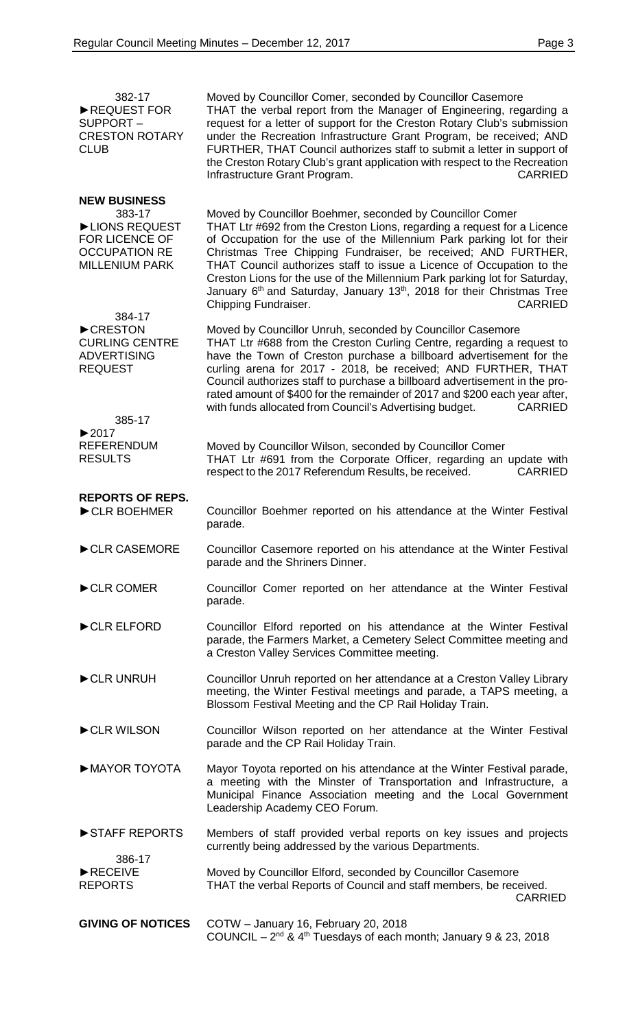382-17
►REQUEST FOR SUPPORT – CRESTON ROTARY CLUB

Moved by Councillor Comer, seconded by Councillor Casemore
THAT the verbal report from the Manager of Engineering, regarding a request for a letter of support for the Creston Rotary Club's submission under the Recreation Infrastructure Grant Program, be received; AND FURTHER, THAT Council authorizes staff to submit a letter in support of the Creston Rotary Club's grant application with respect to the Recreation Infrastructure Grant Program. CARRIED

**NEW BUSINESS**

383-17
►LIONS REQUEST FOR LICENCE OF OCCUPATION RE MILLENIUM PARK

Moved by Councillor Boehmer, seconded by Councillor Comer
THAT Ltr #692 from the Creston Lions, regarding a request for a Licence of Occupation for the use of the Millennium Park parking lot for their Christmas Tree Chipping Fundraiser, be received; AND FURTHER, THAT Council authorizes staff to issue a Licence of Occupation to the Creston Lions for the use of the Millennium Park parking lot for Saturday, January 6th and Saturday, January 13th, 2018 for their Christmas Tree Chipping Fundraiser. CARRIED

384-17
►CRESTON CURLING CENTRE ADVERTISING REQUEST

Moved by Councillor Unruh, seconded by Councillor Casemore
THAT Ltr #688 from the Creston Curling Centre, regarding a request to have the Town of Creston purchase a billboard advertisement for the curling arena for 2017 - 2018, be received; AND FURTHER, THAT Council authorizes staff to purchase a billboard advertisement in the pro-rated amount of $400 for the remainder of 2017 and $200 each year after, with funds allocated from Council's Advertising budget. CARRIED

385-17
►2017 REFERENDUM RESULTS

Moved by Councillor Wilson, seconded by Councillor Comer
THAT Ltr #691 from the Corporate Officer, regarding an update with respect to the 2017 Referendum Results, be received. CARRIED

**REPORTS OF REPS.**

►CLR BOEHMER
Councillor Boehmer reported on his attendance at the Winter Festival parade.

►CLR CASEMORE
Councillor Casemore reported on his attendance at the Winter Festival parade and the Shriners Dinner.

►CLR COMER
Councillor Comer reported on her attendance at the Winter Festival parade.

►CLR ELFORD
Councillor Elford reported on his attendance at the Winter Festival parade, the Farmers Market, a Cemetery Select Committee meeting and a Creston Valley Services Committee meeting.

►CLR UNRUH
Councillor Unruh reported on her attendance at a Creston Valley Library meeting, the Winter Festival meetings and parade, a TAPS meeting, a Blossom Festival Meeting and the CP Rail Holiday Train.

►CLR WILSON
Councillor Wilson reported on her attendance at the Winter Festival parade and the CP Rail Holiday Train.

►MAYOR TOYOTA
Mayor Toyota reported on his attendance at the Winter Festival parade, a meeting with the Minster of Transportation and Infrastructure, a Municipal Finance Association meeting and the Local Government Leadership Academy CEO Forum.

►STAFF REPORTS
Members of staff provided verbal reports on key issues and projects currently being addressed by the various Departments.

386-17
►RECEIVE REPORTS

Moved by Councillor Elford, seconded by Councillor Casemore
THAT the verbal Reports of Council and staff members, be received. CARRIED

**GIVING OF NOTICES**

COTW – January 16, February 20, 2018
COUNCIL – 2nd & 4th Tuesdays of each month; January 9 & 23, 2018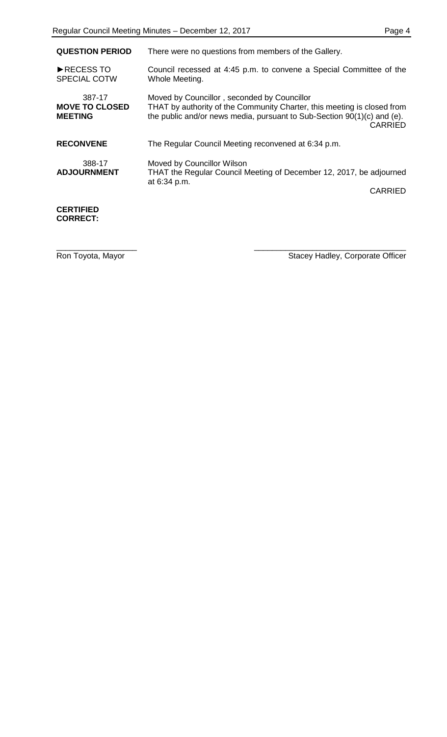| | |
|---|---|
| **QUESTION PERIOD** | There were no questions from members of the Gallery. |
| ►RECESS TO SPECIAL COTW | Council recessed at 4:45 p.m. to convene a Special Committee of the Whole Meeting. |
| 387-17 **MOVE TO CLOSED MEETING** | Moved by Councillor , seconded by Councillor THAT by authority of the Community Charter, this meeting is closed from the public and/or news media, pursuant to Sub-Section 90(1)(c) and (e). CARRIED |
| **RECONVENE** | The Regular Council Meeting reconvened at 6:34 p.m. |
| 388-17 **ADJOURNMENT** | Moved by Councillor Wilson THAT the Regular Council Meeting of December 12, 2017, be adjourned at 6:34 p.m. CARRIED |

**CERTIFIED CORRECT:**

\_\_\_\_\_\_\_\_\_\_\_\_\_\_\_\_\_\_
Ron Toyota, Mayor

\_\_\_\_\_\_\_\_\_\_\_\_\_\_\_\_\_\_\_\_\_\_\_\_\_\_\_\_\_\_\_\_\_\_
Stacey Hadley, Corporate Officer